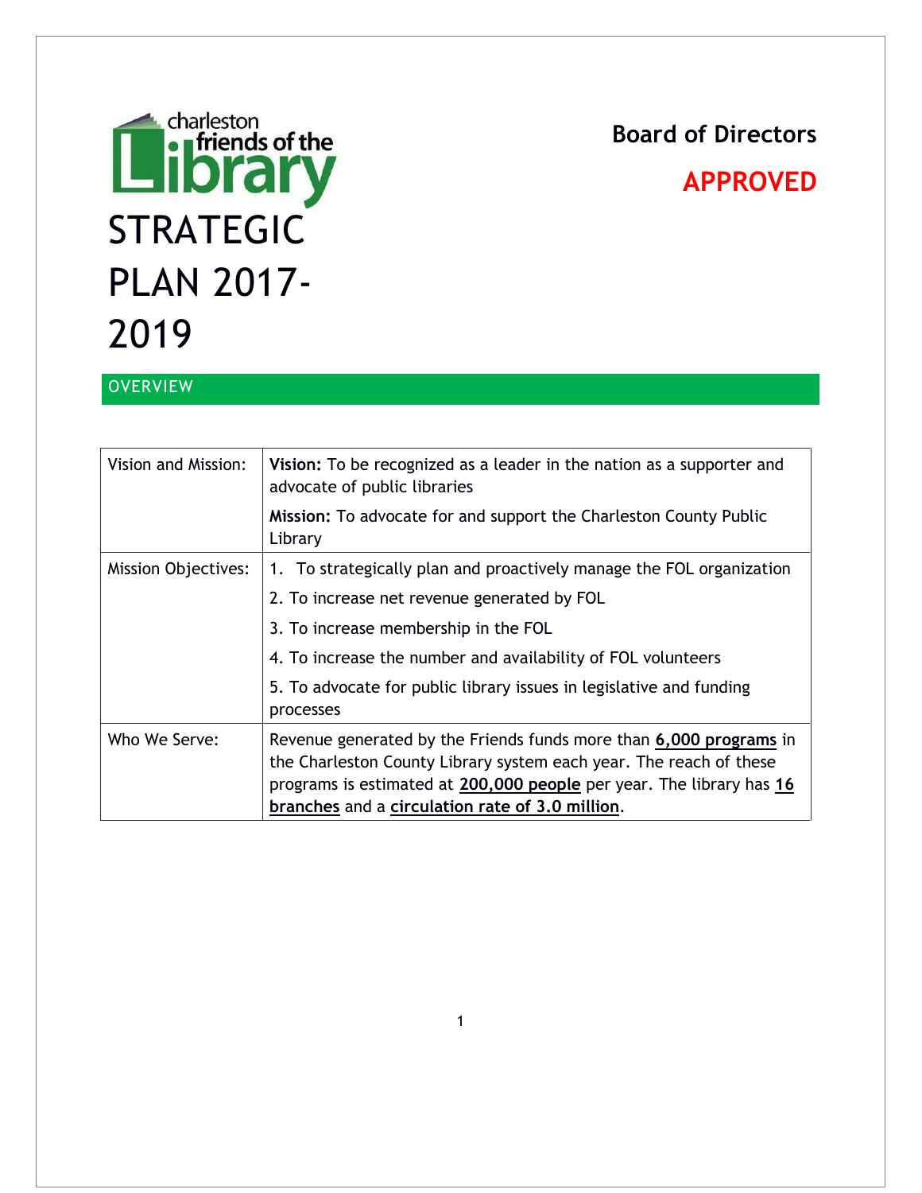charleston friends of the Library

# STRATEGIC PLAN 2017-2019

**Board of Directors**

**APPROVED**

## OVERVIEW

| | |
|---|---|
| Vision and Mission: | **Vision:** To be recognized as a leader in the nation as a supporter and advocate of public libraries<br>**Mission:** To advocate for and support the Charleston County Public Library |
| Mission Objectives: | 1. To strategically plan and proactively manage the FOL organization<br>2. To increase net revenue generated by FOL<br>3. To increase membership in the FOL<br>4. To increase the number and availability of FOL volunteers<br>5. To advocate for public library issues in legislative and funding processes |
| Who We Serve: | Revenue generated by the Friends funds more than **6,000 programs** in the Charleston County Library system each year. The reach of these programs is estimated at **200,000 people** per year. The library has **16 branches** and a **circulation rate of 3.0 million**. |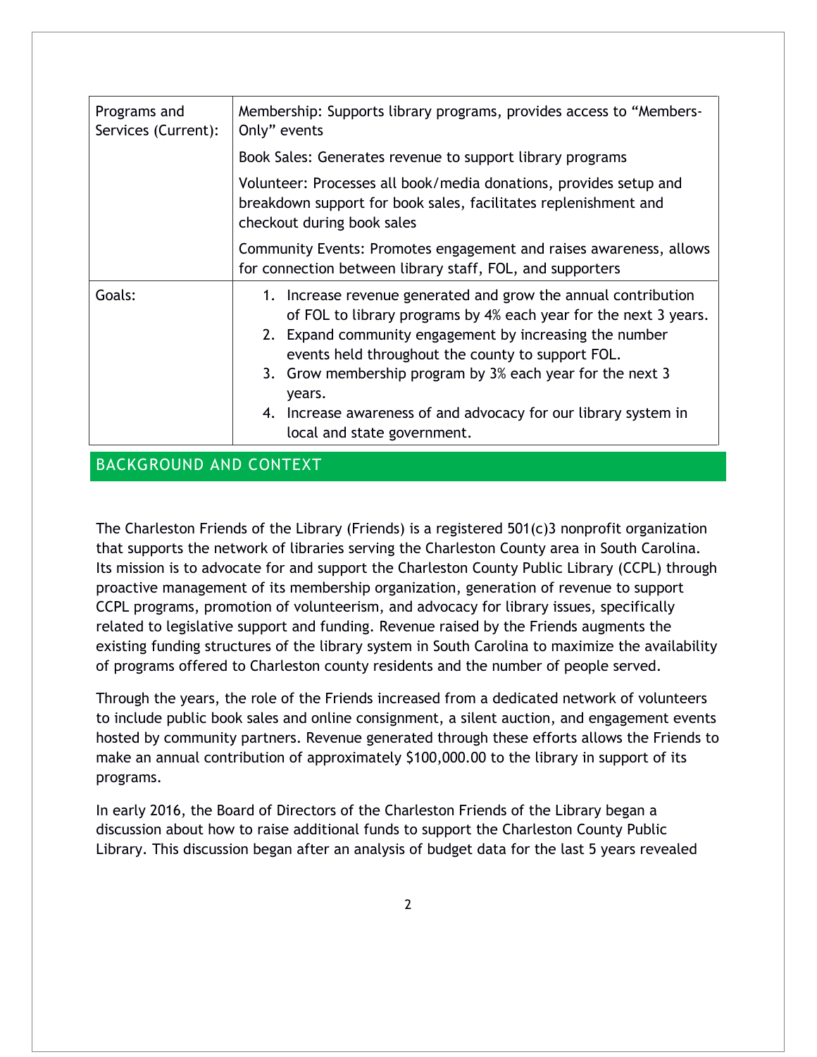| | |
|---|---|
| Programs and Services (Current): | Membership: Supports library programs, provides access to "Members-Only" events<br><br>Book Sales: Generates revenue to support library programs<br><br>Volunteer: Processes all book/media donations, provides setup and breakdown support for book sales, facilitates replenishment and checkout during book sales<br><br>Community Events: Promotes engagement and raises awareness, allows for connection between library staff, FOL, and supporters |
| Goals: | 1. Increase revenue generated and grow the annual contribution of FOL to library programs by 4% each year for the next 3 years.<br>2. Expand community engagement by increasing the number events held throughout the county to support FOL.<br>3. Grow membership program by 3% each year for the next 3 years.<br>4. Increase awareness of and advocacy for our library system in local and state government. |

## BACKGROUND AND CONTEXT

The Charleston Friends of the Library (Friends) is a registered 501(c)3 nonprofit organization that supports the network of libraries serving the Charleston County area in South Carolina. Its mission is to advocate for and support the Charleston County Public Library (CCPL) through proactive management of its membership organization, generation of revenue to support CCPL programs, promotion of volunteerism, and advocacy for library issues, specifically related to legislative support and funding. Revenue raised by the Friends augments the existing funding structures of the library system in South Carolina to maximize the availability of programs offered to Charleston county residents and the number of people served.

Through the years, the role of the Friends increased from a dedicated network of volunteers to include public book sales and online consignment, a silent auction, and engagement events hosted by community partners. Revenue generated through these efforts allows the Friends to make an annual contribution of approximately $100,000.00 to the library in support of its programs.

In early 2016, the Board of Directors of the Charleston Friends of the Library began a discussion about how to raise additional funds to support the Charleston County Public Library. This discussion began after an analysis of budget data for the last 5 years revealed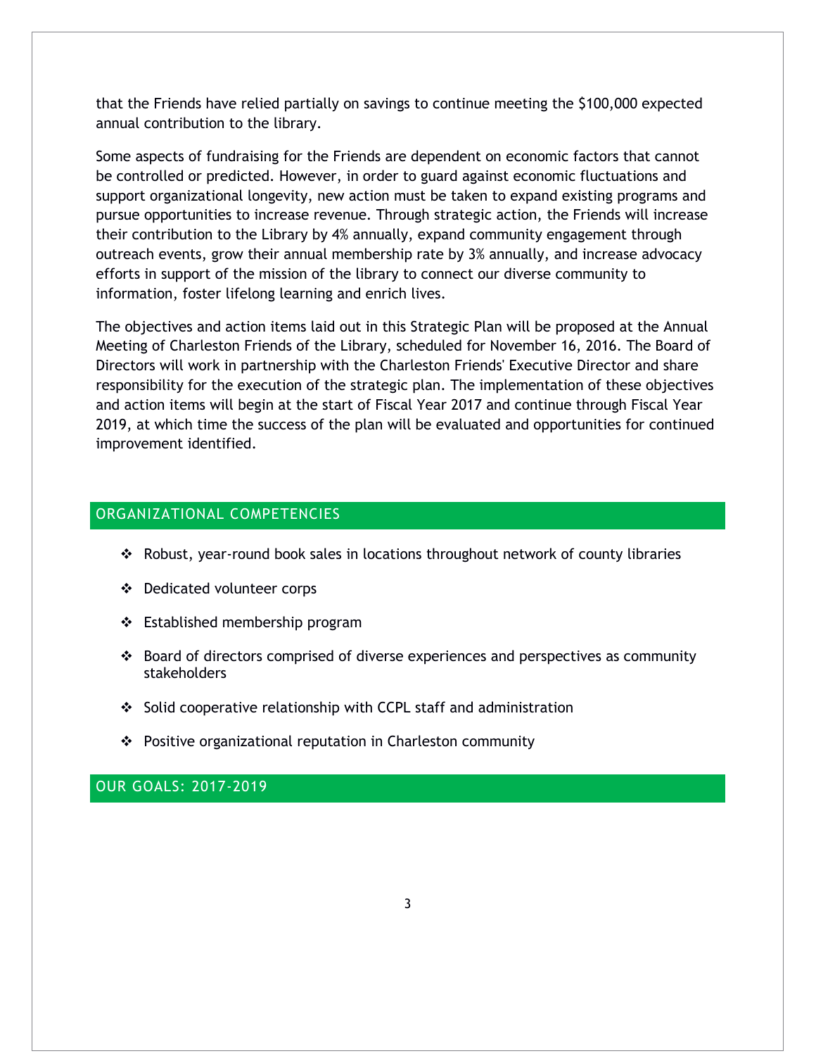that the Friends have relied partially on savings to continue meeting the $100,000 expected annual contribution to the library.

Some aspects of fundraising for the Friends are dependent on economic factors that cannot be controlled or predicted. However, in order to guard against economic fluctuations and support organizational longevity, new action must be taken to expand existing programs and pursue opportunities to increase revenue. Through strategic action, the Friends will increase their contribution to the Library by 4% annually, expand community engagement through outreach events, grow their annual membership rate by 3% annually, and increase advocacy efforts in support of the mission of the library to connect our diverse community to information, foster lifelong learning and enrich lives.

The objectives and action items laid out in this Strategic Plan will be proposed at the Annual Meeting of Charleston Friends of the Library, scheduled for November 16, 2016. The Board of Directors will work in partnership with the Charleston Friends' Executive Director and share responsibility for the execution of the strategic plan. The implementation of these objectives and action items will begin at the start of Fiscal Year 2017 and continue through Fiscal Year 2019, at which time the success of the plan will be evaluated and opportunities for continued improvement identified.

## ORGANIZATIONAL COMPETENCIES

- Robust, year-round book sales in locations throughout network of county libraries
- Dedicated volunteer corps
- Established membership program
- Board of directors comprised of diverse experiences and perspectives as community stakeholders
- Solid cooperative relationship with CCPL staff and administration
- Positive organizational reputation in Charleston community

## OUR GOALS: 2017-2019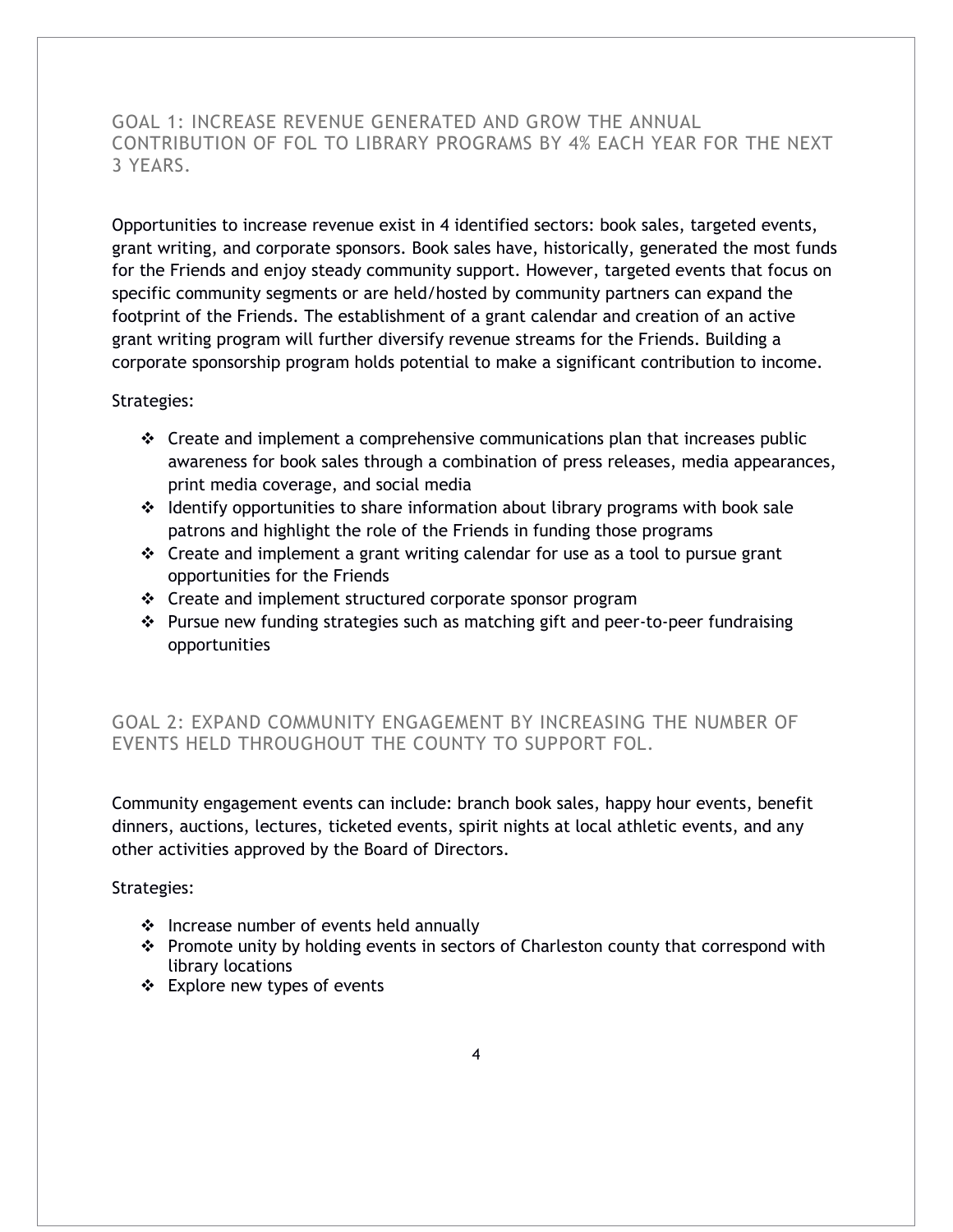## GOAL 1: INCREASE REVENUE GENERATED AND GROW THE ANNUAL CONTRIBUTION OF FOL TO LIBRARY PROGRAMS BY 4% EACH YEAR FOR THE NEXT 3 YEARS.

Opportunities to increase revenue exist in 4 identified sectors: book sales, targeted events, grant writing, and corporate sponsors. Book sales have, historically, generated the most funds for the Friends and enjoy steady community support. However, targeted events that focus on specific community segments or are held/hosted by community partners can expand the footprint of the Friends. The establishment of a grant calendar and creation of an active grant writing program will further diversify revenue streams for the Friends. Building a corporate sponsorship program holds potential to make a significant contribution to income.

Strategies:

- Create and implement a comprehensive communications plan that increases public awareness for book sales through a combination of press releases, media appearances, print media coverage, and social media
- Identify opportunities to share information about library programs with book sale patrons and highlight the role of the Friends in funding those programs
- Create and implement a grant writing calendar for use as a tool to pursue grant opportunities for the Friends
- Create and implement structured corporate sponsor program
- Pursue new funding strategies such as matching gift and peer-to-peer fundraising opportunities

## GOAL 2: EXPAND COMMUNITY ENGAGEMENT BY INCREASING THE NUMBER OF EVENTS HELD THROUGHOUT THE COUNTY TO SUPPORT FOL.

Community engagement events can include: branch book sales, happy hour events, benefit dinners, auctions, lectures, ticketed events, spirit nights at local athletic events, and any other activities approved by the Board of Directors.

Strategies:

- Increase number of events held annually
- Promote unity by holding events in sectors of Charleston county that correspond with library locations
- Explore new types of events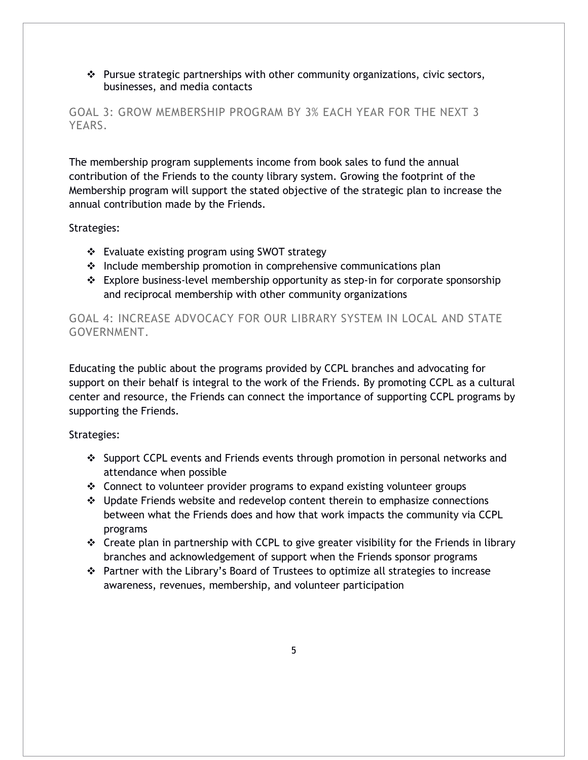- Pursue strategic partnerships with other community organizations, civic sectors, businesses, and media contacts

## GOAL 3: GROW MEMBERSHIP PROGRAM BY 3% EACH YEAR FOR THE NEXT 3 YEARS.

The membership program supplements income from book sales to fund the annual contribution of the Friends to the county library system. Growing the footprint of the Membership program will support the stated objective of the strategic plan to increase the annual contribution made by the Friends.

Strategies:

- Evaluate existing program using SWOT strategy
- Include membership promotion in comprehensive communications plan
- Explore business-level membership opportunity as step-in for corporate sponsorship and reciprocal membership with other community organizations

## GOAL 4: INCREASE ADVOCACY FOR OUR LIBRARY SYSTEM IN LOCAL AND STATE GOVERNMENT.

Educating the public about the programs provided by CCPL branches and advocating for support on their behalf is integral to the work of the Friends. By promoting CCPL as a cultural center and resource, the Friends can connect the importance of supporting CCPL programs by supporting the Friends.

Strategies:

- Support CCPL events and Friends events through promotion in personal networks and attendance when possible
- Connect to volunteer provider programs to expand existing volunteer groups
- Update Friends website and redevelop content therein to emphasize connections between what the Friends does and how that work impacts the community via CCPL programs
- Create plan in partnership with CCPL to give greater visibility for the Friends in library branches and acknowledgement of support when the Friends sponsor programs
- Partner with the Library's Board of Trustees to optimize all strategies to increase awareness, revenues, membership, and volunteer participation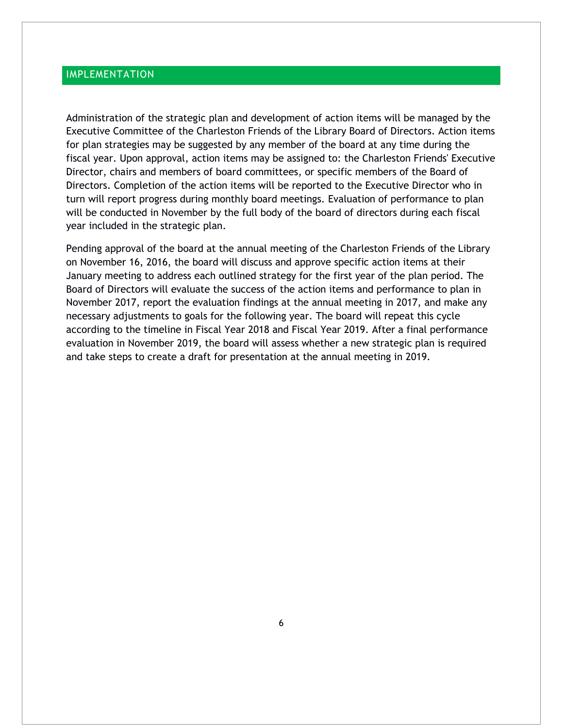## IMPLEMENTATION

Administration of the strategic plan and development of action items will be managed by the Executive Committee of the Charleston Friends of the Library Board of Directors. Action items for plan strategies may be suggested by any member of the board at any time during the fiscal year. Upon approval, action items may be assigned to: the Charleston Friends' Executive Director, chairs and members of board committees, or specific members of the Board of Directors. Completion of the action items will be reported to the Executive Director who in turn will report progress during monthly board meetings. Evaluation of performance to plan will be conducted in November by the full body of the board of directors during each fiscal year included in the strategic plan.

Pending approval of the board at the annual meeting of the Charleston Friends of the Library on November 16, 2016, the board will discuss and approve specific action items at their January meeting to address each outlined strategy for the first year of the plan period. The Board of Directors will evaluate the success of the action items and performance to plan in November 2017, report the evaluation findings at the annual meeting in 2017, and make any necessary adjustments to goals for the following year. The board will repeat this cycle according to the timeline in Fiscal Year 2018 and Fiscal Year 2019. After a final performance evaluation in November 2019, the board will assess whether a new strategic plan is required and take steps to create a draft for presentation at the annual meeting in 2019.